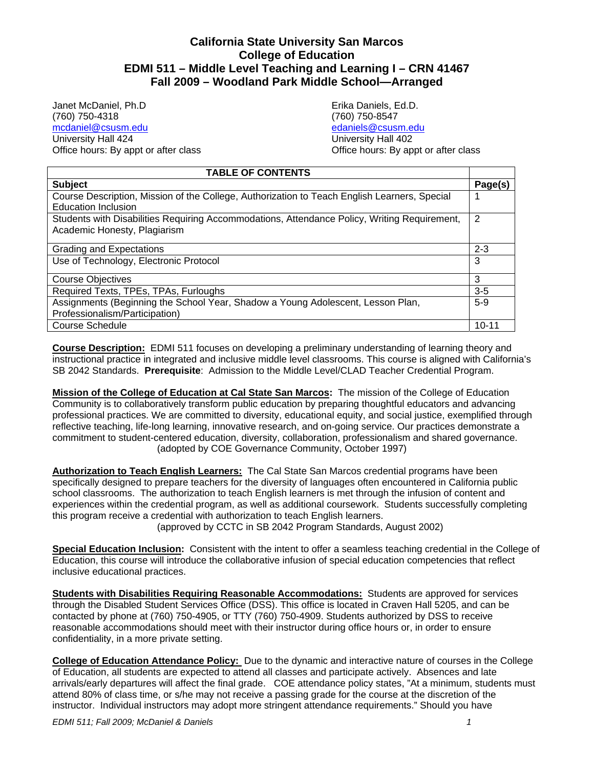# California State University San Marcos
# College of Education
# EDMI 511 – Middle Level Teaching and Learning I – CRN 41467
# Fall 2009 – Woodland Park Middle School—Arranged

Janet McDaniel, Ph.D
(760) 750-4318
mcdaniel@csusm.edu
University Hall 424
Office hours: By appt or after class

Erika Daniels, Ed.D.
(760) 750-8547
edaniels@csusm.edu
University Hall 402
Office hours: By appt or after class

| TABLE OF CONTENTS | |
|---|---|
| **Subject** | **Page(s)** |
| Course Description, Mission of the College, Authorization to Teach English Learners, Special Education Inclusion | 1 |
| Students with Disabilities Requiring Accommodations, Attendance Policy, Writing Requirement, Academic Honesty, Plagiarism | 2 |
| Grading and Expectations | 2-3 |
| Use of Technology, Electronic Protocol | 3 |
| Course Objectives | 3 |
| Required Texts, TPEs, TPAs, Furloughs | 3-5 |
| Assignments (Beginning the School Year, Shadow a Young Adolescent, Lesson Plan, Professionalism/Participation) | 5-9 |
| Course Schedule | 10-11 |

**Course Description:** EDMI 511 focuses on developing a preliminary understanding of learning theory and instructional practice in integrated and inclusive middle level classrooms. This course is aligned with California's SB 2042 Standards. **Prerequisite**: Admission to the Middle Level/CLAD Teacher Credential Program.

**Mission of the College of Education at Cal State San Marcos:** The mission of the College of Education Community is to collaboratively transform public education by preparing thoughtful educators and advancing professional practices. We are committed to diversity, educational equity, and social justice, exemplified through reflective teaching, life-long learning, innovative research, and on-going service. Our practices demonstrate a commitment to student-centered education, diversity, collaboration, professionalism and shared governance. (adopted by COE Governance Community, October 1997)

**Authorization to Teach English Learners:** The Cal State San Marcos credential programs have been specifically designed to prepare teachers for the diversity of languages often encountered in California public school classrooms. The authorization to teach English learners is met through the infusion of content and experiences within the credential program, as well as additional coursework. Students successfully completing this program receive a credential with authorization to teach English learners. (approved by CCTC in SB 2042 Program Standards, August 2002)

**Special Education Inclusion:** Consistent with the intent to offer a seamless teaching credential in the College of Education, this course will introduce the collaborative infusion of special education competencies that reflect inclusive educational practices.

**Students with Disabilities Requiring Reasonable Accommodations:** Students are approved for services through the Disabled Student Services Office (DSS). This office is located in Craven Hall 5205, and can be contacted by phone at (760) 750-4905, or TTY (760) 750-4909. Students authorized by DSS to receive reasonable accommodations should meet with their instructor during office hours or, in order to ensure confidentiality, in a more private setting.

**College of Education Attendance Policy:** Due to the dynamic and interactive nature of courses in the College of Education, all students are expected to attend all classes and participate actively. Absences and late arrivals/early departures will affect the final grade. COE attendance policy states, "At a minimum, students must attend 80% of class time, or s/he may not receive a passing grade for the course at the discretion of the instructor. Individual instructors may adopt more stringent attendance requirements." Should you have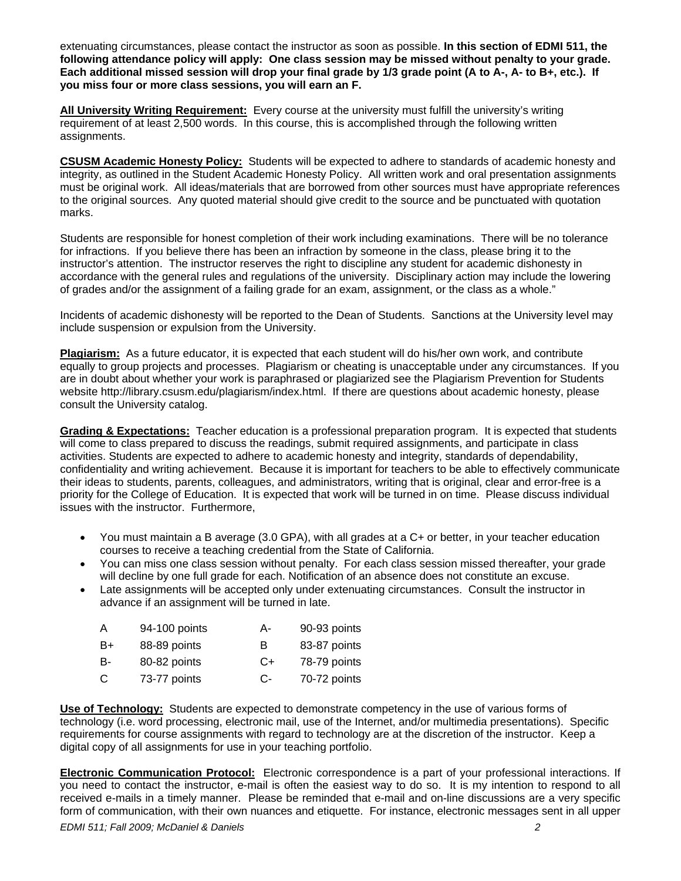extenuating circumstances, please contact the instructor as soon as possible. **In this section of EDMI 511, the following attendance policy will apply: One class session may be missed without penalty to your grade. Each additional missed session will drop your final grade by 1/3 grade point (A to A-, A- to B+, etc.). If you miss four or more class sessions, you will earn an F.**

**All University Writing Requirement:** Every course at the university must fulfill the university's writing requirement of at least 2,500 words. In this course, this is accomplished through the following written assignments.

**CSUSM Academic Honesty Policy:** Students will be expected to adhere to standards of academic honesty and integrity, as outlined in the Student Academic Honesty Policy. All written work and oral presentation assignments must be original work. All ideas/materials that are borrowed from other sources must have appropriate references to the original sources. Any quoted material should give credit to the source and be punctuated with quotation marks.

Students are responsible for honest completion of their work including examinations. There will be no tolerance for infractions. If you believe there has been an infraction by someone in the class, please bring it to the instructor's attention. The instructor reserves the right to discipline any student for academic dishonesty in accordance with the general rules and regulations of the university. Disciplinary action may include the lowering of grades and/or the assignment of a failing grade for an exam, assignment, or the class as a whole."

Incidents of academic dishonesty will be reported to the Dean of Students. Sanctions at the University level may include suspension or expulsion from the University.

**Plagiarism:** As a future educator, it is expected that each student will do his/her own work, and contribute equally to group projects and processes. Plagiarism or cheating is unacceptable under any circumstances. If you are in doubt about whether your work is paraphrased or plagiarized see the Plagiarism Prevention for Students website http://library.csusm.edu/plagiarism/index.html. If there are questions about academic honesty, please consult the University catalog.

**Grading & Expectations:** Teacher education is a professional preparation program. It is expected that students will come to class prepared to discuss the readings, submit required assignments, and participate in class activities. Students are expected to adhere to academic honesty and integrity, standards of dependability, confidentiality and writing achievement. Because it is important for teachers to be able to effectively communicate their ideas to students, parents, colleagues, and administrators, writing that is original, clear and error-free is a priority for the College of Education. It is expected that work will be turned in on time. Please discuss individual issues with the instructor. Furthermore,

- You must maintain a B average (3.0 GPA), with all grades at a C+ or better, in your teacher education courses to receive a teaching credential from the State of California.
- You can miss one class session without penalty. For each class session missed thereafter, your grade will decline by one full grade for each. Notification of an absence does not constitute an excuse.
- Late assignments will be accepted only under extenuating circumstances. Consult the instructor in advance if an assignment will be turned in late.

| | | | |
|---|---|---|---|
| A | 94-100 points | A- | 90-93 points |
| B+ | 88-89 points | B | 83-87 points |
| B- | 80-82 points | C+ | 78-79 points |
| C | 73-77 points | C- | 70-72 points |

**Use of Technology:** Students are expected to demonstrate competency in the use of various forms of technology (i.e. word processing, electronic mail, use of the Internet, and/or multimedia presentations). Specific requirements for course assignments with regard to technology are at the discretion of the instructor. Keep a digital copy of all assignments for use in your teaching portfolio.

**Electronic Communication Protocol:** Electronic correspondence is a part of your professional interactions. If you need to contact the instructor, e-mail is often the easiest way to do so. It is my intention to respond to all received e-mails in a timely manner. Please be reminded that e-mail and on-line discussions are a very specific form of communication, with their own nuances and etiquette. For instance, electronic messages sent in all upper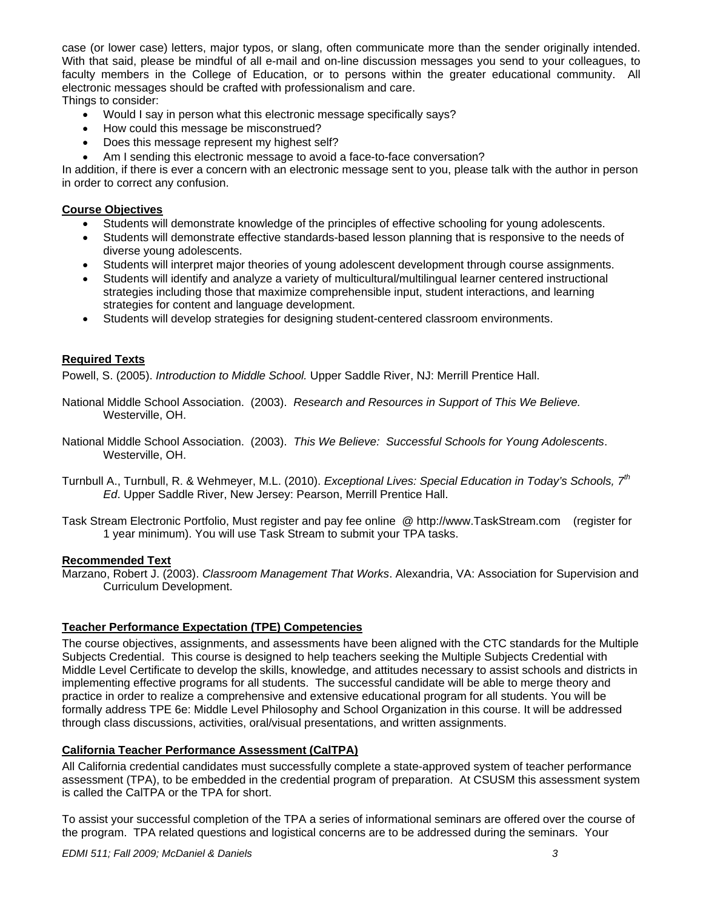case (or lower case) letters, major typos, or slang, often communicate more than the sender originally intended. With that said, please be mindful of all e-mail and on-line discussion messages you send to your colleagues, to faculty members in the College of Education, or to persons within the greater educational community. All electronic messages should be crafted with professionalism and care.

Things to consider:

- Would I say in person what this electronic message specifically says?
- How could this message be misconstrued?
- Does this message represent my highest self?
- Am I sending this electronic message to avoid a face-to-face conversation?

In addition, if there is ever a concern with an electronic message sent to you, please talk with the author in person in order to correct any confusion.

## Course Objectives

- Students will demonstrate knowledge of the principles of effective schooling for young adolescents.
- Students will demonstrate effective standards-based lesson planning that is responsive to the needs of diverse young adolescents.
- Students will interpret major theories of young adolescent development through course assignments.
- Students will identify and analyze a variety of multicultural/multilingual learner centered instructional strategies including those that maximize comprehensible input, student interactions, and learning strategies for content and language development.
- Students will develop strategies for designing student-centered classroom environments.

## Required Texts

Powell, S. (2005). *Introduction to Middle School.* Upper Saddle River, NJ: Merrill Prentice Hall.

National Middle School Association. (2003). *Research and Resources in Support of This We Believe.* Westerville, OH.

National Middle School Association. (2003). *This We Believe: Successful Schools for Young Adolescents*. Westerville, OH.

Turnbull A., Turnbull, R. & Wehmeyer, M.L. (2010). *Exceptional Lives: Special Education in Today's Schools, 7th Ed*. Upper Saddle River, New Jersey: Pearson, Merrill Prentice Hall.

Task Stream Electronic Portfolio, Must register and pay fee online @ http://www.TaskStream.com (register for 1 year minimum). You will use Task Stream to submit your TPA tasks.

## Recommended Text

Marzano, Robert J. (2003). *Classroom Management That Works*. Alexandria, VA: Association for Supervision and Curriculum Development.

## Teacher Performance Expectation (TPE) Competencies

The course objectives, assignments, and assessments have been aligned with the CTC standards for the Multiple Subjects Credential. This course is designed to help teachers seeking the Multiple Subjects Credential with Middle Level Certificate to develop the skills, knowledge, and attitudes necessary to assist schools and districts in implementing effective programs for all students. The successful candidate will be able to merge theory and practice in order to realize a comprehensive and extensive educational program for all students. You will be formally address TPE 6e: Middle Level Philosophy and School Organization in this course. It will be addressed through class discussions, activities, oral/visual presentations, and written assignments.

## California Teacher Performance Assessment (CalTPA)

All California credential candidates must successfully complete a state-approved system of teacher performance assessment (TPA), to be embedded in the credential program of preparation. At CSUSM this assessment system is called the CalTPA or the TPA for short.

To assist your successful completion of the TPA a series of informational seminars are offered over the course of the program. TPA related questions and logistical concerns are to be addressed during the seminars. Your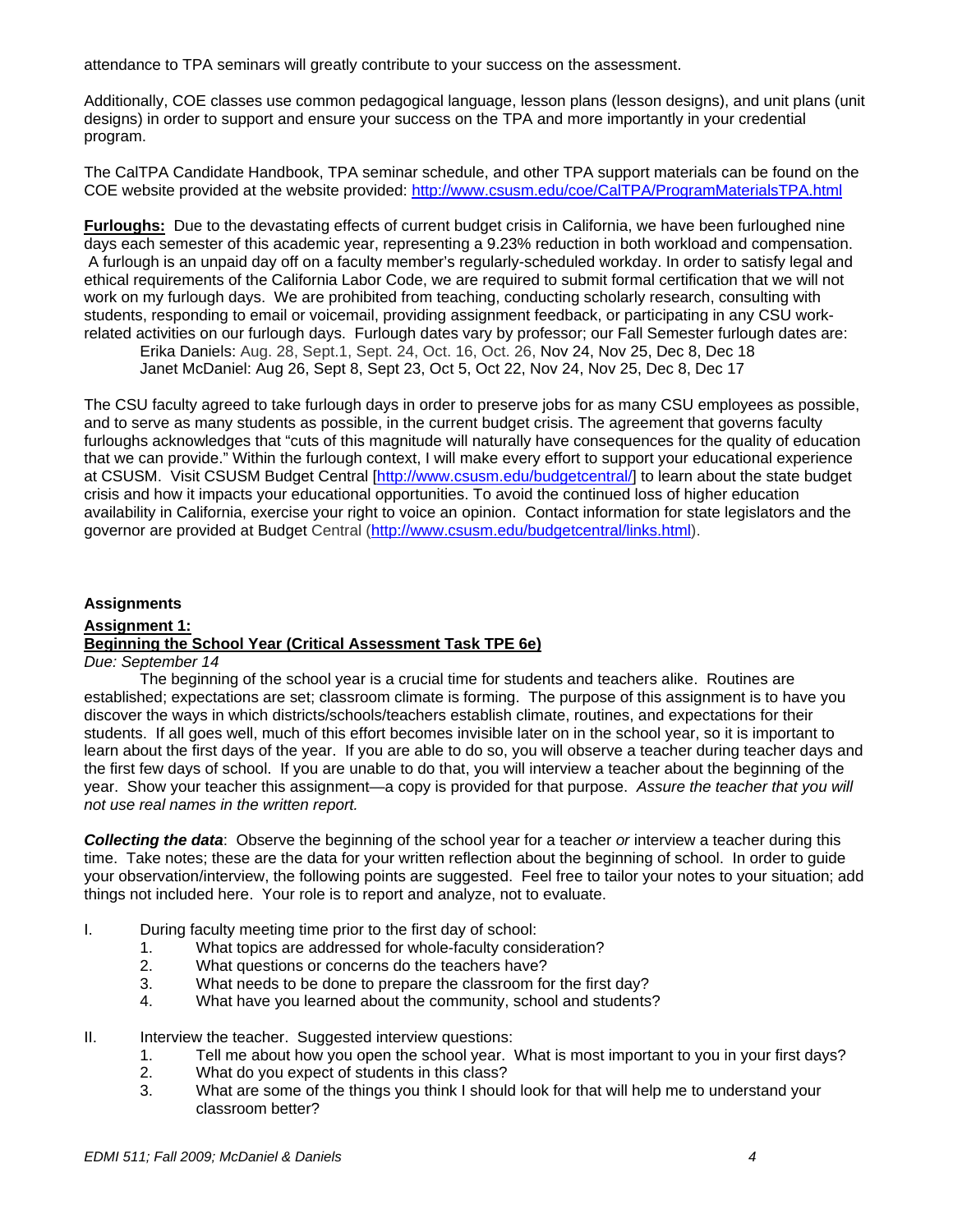attendance to TPA seminars will greatly contribute to your success on the assessment.

Additionally, COE classes use common pedagogical language, lesson plans (lesson designs), and unit plans (unit designs) in order to support and ensure your success on the TPA and more importantly in your credential program.

The CalTPA Candidate Handbook, TPA seminar schedule, and other TPA support materials can be found on the COE website provided at the website provided: http://www.csusm.edu/coe/CalTPA/ProgramMaterialsTPA.html

**Furloughs:** Due to the devastating effects of current budget crisis in California, we have been furloughed nine days each semester of this academic year, representing a 9.23% reduction in both workload and compensation. A furlough is an unpaid day off on a faculty member's regularly-scheduled workday. In order to satisfy legal and ethical requirements of the California Labor Code, we are required to submit formal certification that we will not work on my furlough days. We are prohibited from teaching, conducting scholarly research, consulting with students, responding to email or voicemail, providing assignment feedback, or participating in any CSU work-related activities on our furlough days. Furlough dates vary by professor; our Fall Semester furlough dates are:

Erika Daniels: Aug. 28, Sept.1, Sept. 24, Oct. 16, Oct. 26, Nov 24, Nov 25, Dec 8, Dec 18
Janet McDaniel: Aug 26, Sept 8, Sept 23, Oct 5, Oct 22, Nov 24, Nov 25, Dec 8, Dec 17

The CSU faculty agreed to take furlough days in order to preserve jobs for as many CSU employees as possible, and to serve as many students as possible, in the current budget crisis. The agreement that governs faculty furloughs acknowledges that "cuts of this magnitude will naturally have consequences for the quality of education that we can provide." Within the furlough context, I will make every effort to support your educational experience at CSUSM. Visit CSUSM Budget Central [http://www.csusm.edu/budgetcentral/] to learn about the state budget crisis and how it impacts your educational opportunities. To avoid the continued loss of higher education availability in California, exercise your right to voice an opinion. Contact information for state legislators and the governor are provided at Budget Central (http://www.csusm.edu/budgetcentral/links.html).

## Assignments

### Assignment 1:
### Beginning the School Year (Critical Assessment Task TPE 6e)

*Due: September 14*

The beginning of the school year is a crucial time for students and teachers alike. Routines are established; expectations are set; classroom climate is forming. The purpose of this assignment is to have you discover the ways in which districts/schools/teachers establish climate, routines, and expectations for their students. If all goes well, much of this effort becomes invisible later on in the school year, so it is important to learn about the first days of the year. If you are able to do so, you will observe a teacher during teacher days and the first few days of school. If you are unable to do that, you will interview a teacher about the beginning of the year. Show your teacher this assignment—a copy is provided for that purpose. *Assure the teacher that you will not use real names in the written report.*

***Collecting the data***: Observe the beginning of the school year for a teacher *or* interview a teacher during this time. Take notes; these are the data for your written reflection about the beginning of school. In order to guide your observation/interview, the following points are suggested. Feel free to tailor your notes to your situation; add things not included here. Your role is to report and analyze, not to evaluate.

I. During faculty meeting time prior to the first day of school:
   1. What topics are addressed for whole-faculty consideration?
   2. What questions or concerns do the teachers have?
   3. What needs to be done to prepare the classroom for the first day?
   4. What have you learned about the community, school and students?

II. Interview the teacher. Suggested interview questions:
   1. Tell me about how you open the school year. What is most important to you in your first days?
   2. What do you expect of students in this class?
   3. What are some of the things you think I should look for that will help me to understand your classroom better?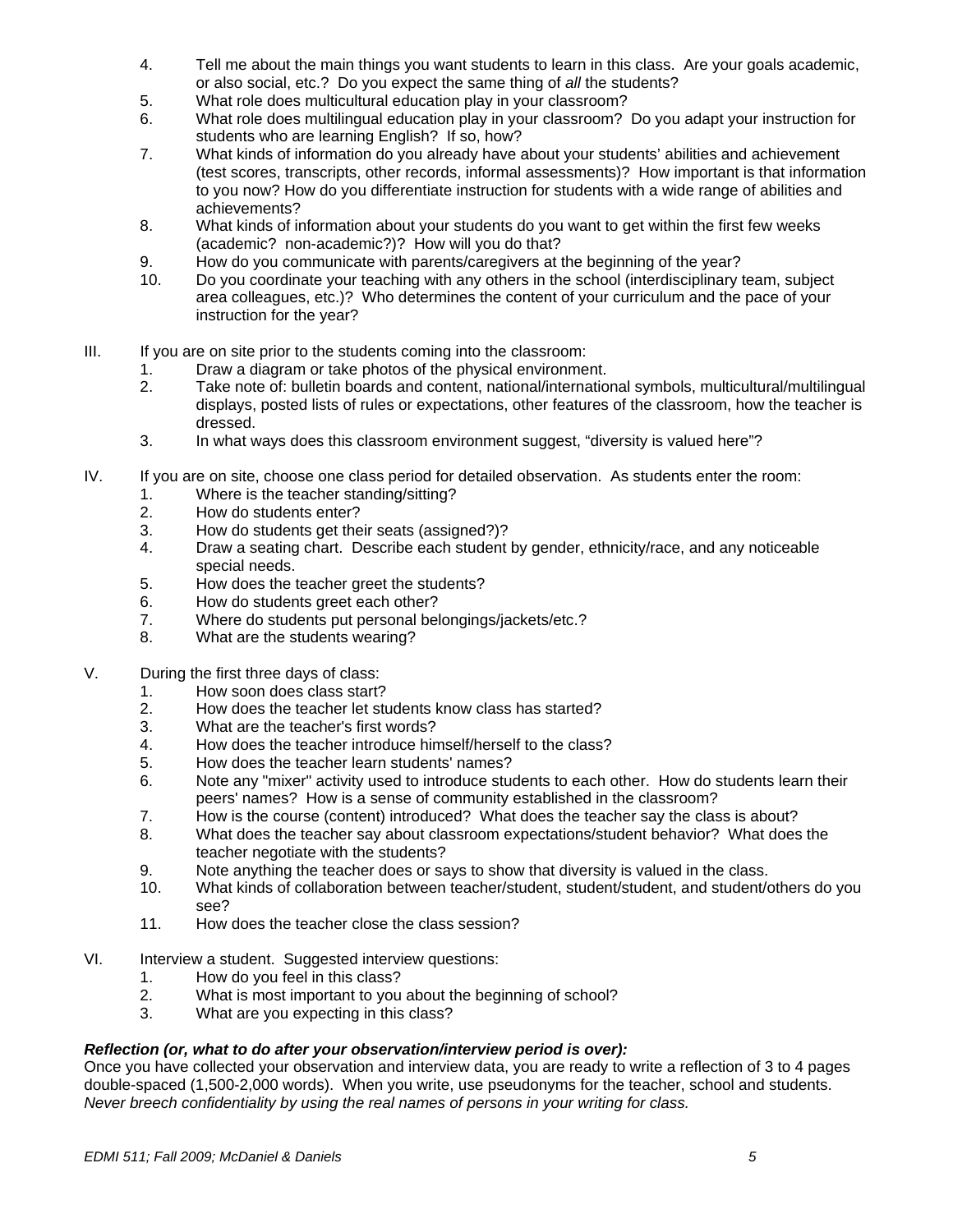4. Tell me about the main things you want students to learn in this class. Are your goals academic, or also social, etc.? Do you expect the same thing of *all* the students?
5. What role does multicultural education play in your classroom?
6. What role does multilingual education play in your classroom? Do you adapt your instruction for students who are learning English? If so, how?
7. What kinds of information do you already have about your students' abilities and achievement (test scores, transcripts, other records, informal assessments)? How important is that information to you now? How do you differentiate instruction for students with a wide range of abilities and achievements?
8. What kinds of information about your students do you want to get within the first few weeks (academic? non-academic?)? How will you do that?
9. How do you communicate with parents/caregivers at the beginning of the year?
10. Do you coordinate your teaching with any others in the school (interdisciplinary team, subject area colleagues, etc.)? Who determines the content of your curriculum and the pace of your instruction for the year?

III. If you are on site prior to the students coming into the classroom:
   1. Draw a diagram or take photos of the physical environment.
   2. Take note of: bulletin boards and content, national/international symbols, multicultural/multilingual displays, posted lists of rules or expectations, other features of the classroom, how the teacher is dressed.
   3. In what ways does this classroom environment suggest, "diversity is valued here"?

IV. If you are on site, choose one class period for detailed observation. As students enter the room:
   1. Where is the teacher standing/sitting?
   2. How do students enter?
   3. How do students get their seats (assigned?)?
   4. Draw a seating chart. Describe each student by gender, ethnicity/race, and any noticeable special needs.
   5. How does the teacher greet the students?
   6. How do students greet each other?
   7. Where do students put personal belongings/jackets/etc.?
   8. What are the students wearing?

V. During the first three days of class:
   1. How soon does class start?
   2. How does the teacher let students know class has started?
   3. What are the teacher's first words?
   4. How does the teacher introduce himself/herself to the class?
   5. How does the teacher learn students' names?
   6. Note any "mixer" activity used to introduce students to each other. How do students learn their peers' names? How is a sense of community established in the classroom?
   7. How is the course (content) introduced? What does the teacher say the class is about?
   8. What does the teacher say about classroom expectations/student behavior? What does the teacher negotiate with the students?
   9. Note anything the teacher does or says to show that diversity is valued in the class.
   10. What kinds of collaboration between teacher/student, student/student, and student/others do you see?
   11. How does the teacher close the class session?

VI. Interview a student. Suggested interview questions:
   1. How do you feel in this class?
   2. What is most important to you about the beginning of school?
   3. What are you expecting in this class?

***Reflection (or, what to do after your observation/interview period is over):***
Once you have collected your observation and interview data, you are ready to write a reflection of 3 to 4 pages double-spaced (1,500-2,000 words). When you write, use pseudonyms for the teacher, school and students. *Never breech confidentiality by using the real names of persons in your writing for class.*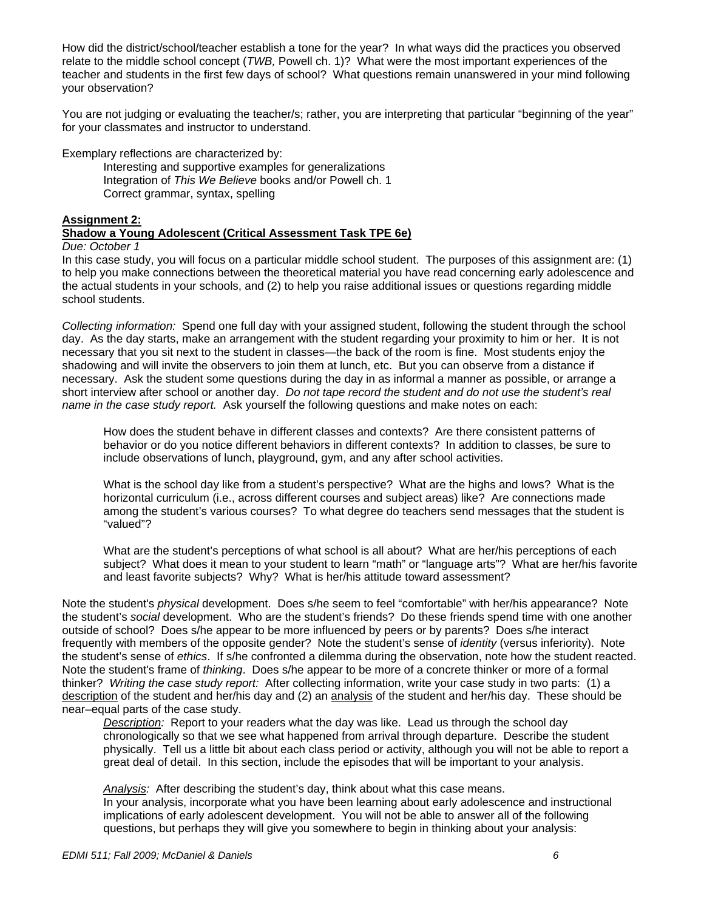How did the district/school/teacher establish a tone for the year? In what ways did the practices you observed relate to the middle school concept (*TWB,* Powell ch. 1)? What were the most important experiences of the teacher and students in the first few days of school? What questions remain unanswered in your mind following your observation?

You are not judging or evaluating the teacher/s; rather, you are interpreting that particular "beginning of the year" for your classmates and instructor to understand.

Exemplary reflections are characterized by:

Interesting and supportive examples for generalizations
Integration of *This We Believe* books and/or Powell ch. 1
Correct grammar, syntax, spelling

**Assignment 2:**
**Shadow a Young Adolescent (Critical Assessment Task TPE 6e)**

*Due: October 1*

In this case study, you will focus on a particular middle school student. The purposes of this assignment are: (1) to help you make connections between the theoretical material you have read concerning early adolescence and the actual students in your schools, and (2) to help you raise additional issues or questions regarding middle school students.

*Collecting information:* Spend one full day with your assigned student, following the student through the school day. As the day starts, make an arrangement with the student regarding your proximity to him or her. It is not necessary that you sit next to the student in classes—the back of the room is fine. Most students enjoy the shadowing and will invite the observers to join them at lunch, etc. But you can observe from a distance if necessary. Ask the student some questions during the day in as informal a manner as possible, or arrange a short interview after school or another day. *Do not tape record the student and do not use the student's real name in the case study report.* Ask yourself the following questions and make notes on each:

How does the student behave in different classes and contexts? Are there consistent patterns of behavior or do you notice different behaviors in different contexts? In addition to classes, be sure to include observations of lunch, playground, gym, and any after school activities.

What is the school day like from a student's perspective? What are the highs and lows? What is the horizontal curriculum (i.e., across different courses and subject areas) like? Are connections made among the student's various courses? To what degree do teachers send messages that the student is "valued"?

What are the student's perceptions of what school is all about? What are her/his perceptions of each subject? What does it mean to your student to learn "math" or "language arts"? What are her/his favorite and least favorite subjects? Why? What is her/his attitude toward assessment?

Note the student's *physical* development. Does s/he seem to feel "comfortable" with her/his appearance? Note the student's *social* development. Who are the student's friends? Do these friends spend time with one another outside of school? Does s/he appear to be more influenced by peers or by parents? Does s/he interact frequently with members of the opposite gender? Note the student's sense of *identity* (versus inferiority). Note the student's sense of *ethics*. If s/he confronted a dilemma during the observation, note how the student reacted. Note the student's frame of *thinking*. Does s/he appear to be more of a concrete thinker or more of a formal thinker? *Writing the case study report:* After collecting information, write your case study in two parts: (1) a description of the student and her/his day and (2) an analysis of the student and her/his day. These should be near–equal parts of the case study.

*Description:* Report to your readers what the day was like. Lead us through the school day chronologically so that we see what happened from arrival through departure. Describe the student physically. Tell us a little bit about each class period or activity, although you will not be able to report a great deal of detail. In this section, include the episodes that will be important to your analysis.

*Analysis:* After describing the student's day, think about what this case means. In your analysis, incorporate what you have been learning about early adolescence and instructional implications of early adolescent development. You will not be able to answer all of the following questions, but perhaps they will give you somewhere to begin in thinking about your analysis: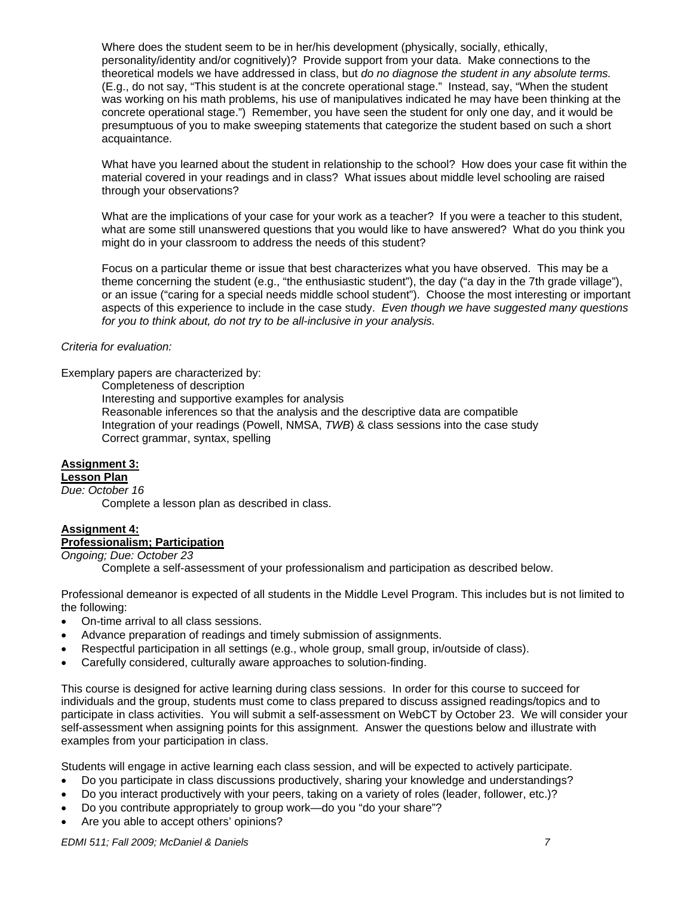Where does the student seem to be in her/his development (physically, socially, ethically, personality/identity and/or cognitively)? Provide support from your data. Make connections to the theoretical models we have addressed in class, but *do no diagnose the student in any absolute terms.* (E.g., do not say, "This student is at the concrete operational stage." Instead, say, "When the student was working on his math problems, his use of manipulatives indicated he may have been thinking at the concrete operational stage.") Remember, you have seen the student for only one day, and it would be presumptuous of you to make sweeping statements that categorize the student based on such a short acquaintance.

What have you learned about the student in relationship to the school? How does your case fit within the material covered in your readings and in class? What issues about middle level schooling are raised through your observations?

What are the implications of your case for your work as a teacher? If you were a teacher to this student, what are some still unanswered questions that you would like to have answered? What do you think you might do in your classroom to address the needs of this student?

Focus on a particular theme or issue that best characterizes what you have observed. This may be a theme concerning the student (e.g., "the enthusiastic student"), the day ("a day in the 7th grade village"), or an issue ("caring for a special needs middle school student"). Choose the most interesting or important aspects of this experience to include in the case study. *Even though we have suggested many questions for you to think about, do not try to be all-inclusive in your analysis.*

*Criteria for evaluation:*

Exemplary papers are characterized by:

Completeness of description
Interesting and supportive examples for analysis
Reasonable inferences so that the analysis and the descriptive data are compatible
Integration of your readings (Powell, NMSA, *TWB*) & class sessions into the case study
Correct grammar, syntax, spelling

**Assignment 3:**
**Lesson Plan**
*Due: October 16*

Complete a lesson plan as described in class.

**Assignment 4:**
**Professionalism; Participation**
*Ongoing; Due: October 23*

Complete a self-assessment of your professionalism and participation as described below.

Professional demeanor is expected of all students in the Middle Level Program. This includes but is not limited to the following:

- On-time arrival to all class sessions.
- Advance preparation of readings and timely submission of assignments.
- Respectful participation in all settings (e.g., whole group, small group, in/outside of class).
- Carefully considered, culturally aware approaches to solution-finding.

This course is designed for active learning during class sessions. In order for this course to succeed for individuals and the group, students must come to class prepared to discuss assigned readings/topics and to participate in class activities. You will submit a self-assessment on WebCT by October 23. We will consider your self-assessment when assigning points for this assignment. Answer the questions below and illustrate with examples from your participation in class.

Students will engage in active learning each class session, and will be expected to actively participate.

- Do you participate in class discussions productively, sharing your knowledge and understandings?
- Do you interact productively with your peers, taking on a variety of roles (leader, follower, etc.)?
- Do you contribute appropriately to group work—do you "do your share"?
- Are you able to accept others' opinions?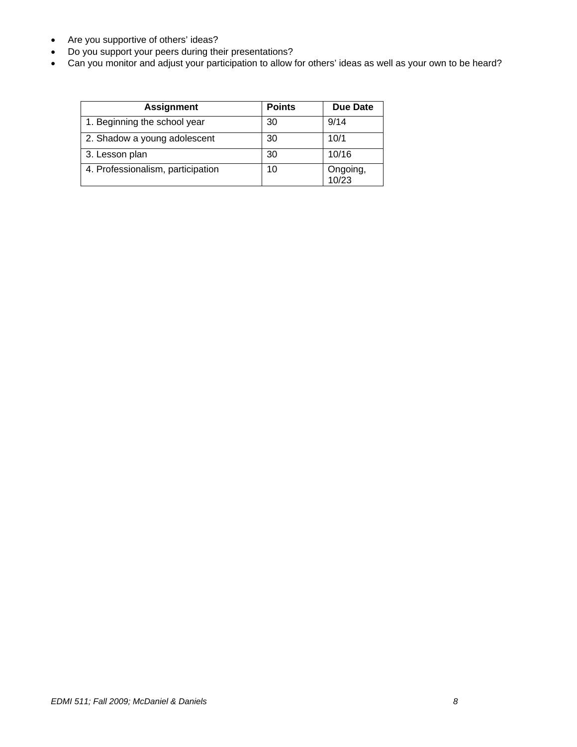- Are you supportive of others' ideas?
- Do you support your peers during their presentations?
- Can you monitor and adjust your participation to allow for others' ideas as well as your own to be heard?

| Assignment | Points | Due Date |
|---|---|---|
| 1. Beginning the school year | 30 | 9/14 |
| 2. Shadow a young adolescent | 30 | 10/1 |
| 3. Lesson plan | 30 | 10/16 |
| 4. Professionalism, participation | 10 | Ongoing, 10/23 |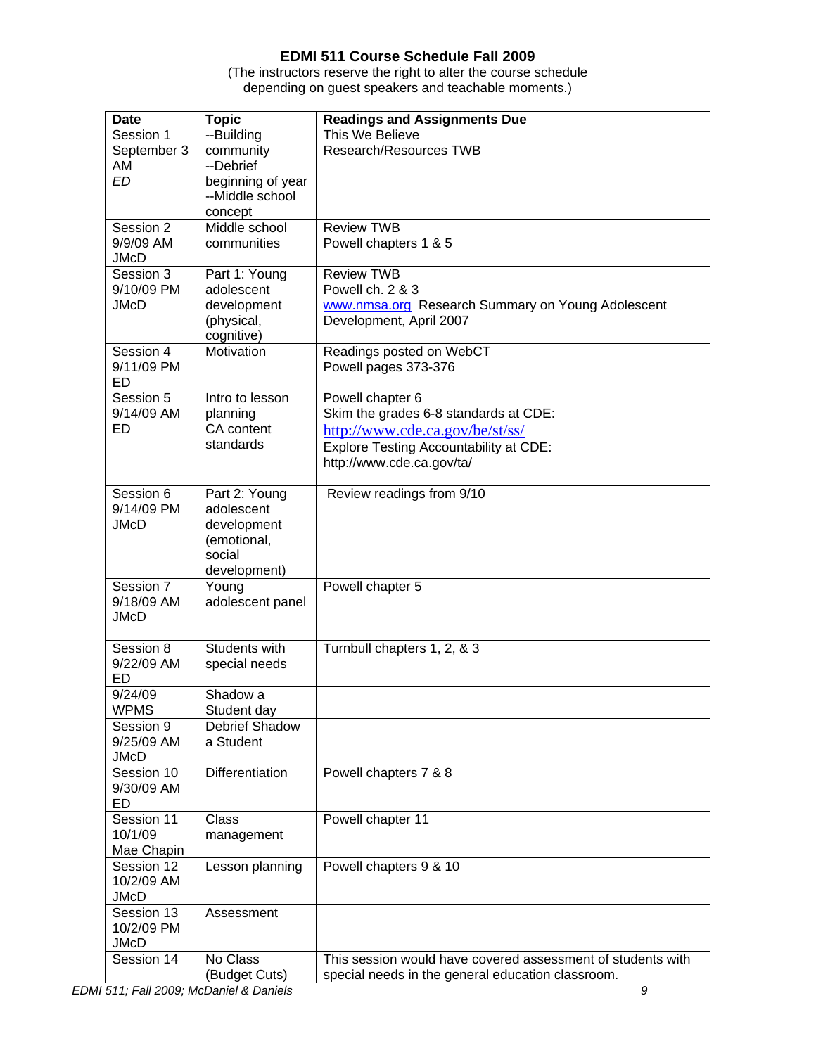# EDMI 511 Course Schedule Fall 2009

(The instructors reserve the right to alter the course schedule depending on guest speakers and teachable moments.)

| Date | Topic | Readings and Assignments Due |
|---|---|---|
| Session 1<br>September 3<br>AM<br>*ED* | --Building community<br>--Debrief beginning of year<br>--Middle school concept | This We Believe<br>Research/Resources TWB |
| Session 2<br>9/9/09 AM<br>JMcD | Middle school communities | Review TWB<br>Powell chapters 1 & 5 |
| Session 3<br>9/10/09 PM<br>JMcD | Part 1: Young adolescent development (physical, cognitive) | Review TWB<br>Powell ch. 2 & 3<br>www.nmsa.org Research Summary on Young Adolescent Development, April 2007 |
| Session 4<br>9/11/09 PM<br>ED | Motivation | Readings posted on WebCT<br>Powell pages 373-376 |
| Session 5<br>9/14/09 AM<br>ED | Intro to lesson planning<br>CA content standards | Powell chapter 6<br>Skim the grades 6-8 standards at CDE: http://www.cde.ca.gov/be/st/ss/<br>Explore Testing Accountability at CDE: http://www.cde.ca.gov/ta/ |
| Session 6<br>9/14/09 PM<br>JMcD | Part 2: Young adolescent development (emotional, social development) | Review readings from 9/10 |
| Session 7<br>9/18/09 AM<br>JMcD | Young adolescent panel | Powell chapter 5 |
| Session 8<br>9/22/09 AM<br>ED | Students with special needs | Turnbull chapters 1, 2, & 3 |
| 9/24/09<br>WPMS | Shadow a Student day | |
| Session 9<br>9/25/09 AM<br>JMcD | Debrief Shadow a Student | |
| Session 10<br>9/30/09 AM<br>ED | Differentiation | Powell chapters 7 & 8 |
| Session 11<br>10/1/09<br>Mae Chapin | Class management | Powell chapter 11 |
| Session 12<br>10/2/09 AM<br>JMcD | Lesson planning | Powell chapters 9 & 10 |
| Session 13<br>10/2/09 PM<br>JMcD | Assessment | |
| Session 14 | No Class (Budget Cuts) | This session would have covered assessment of students with special needs in the general education classroom. |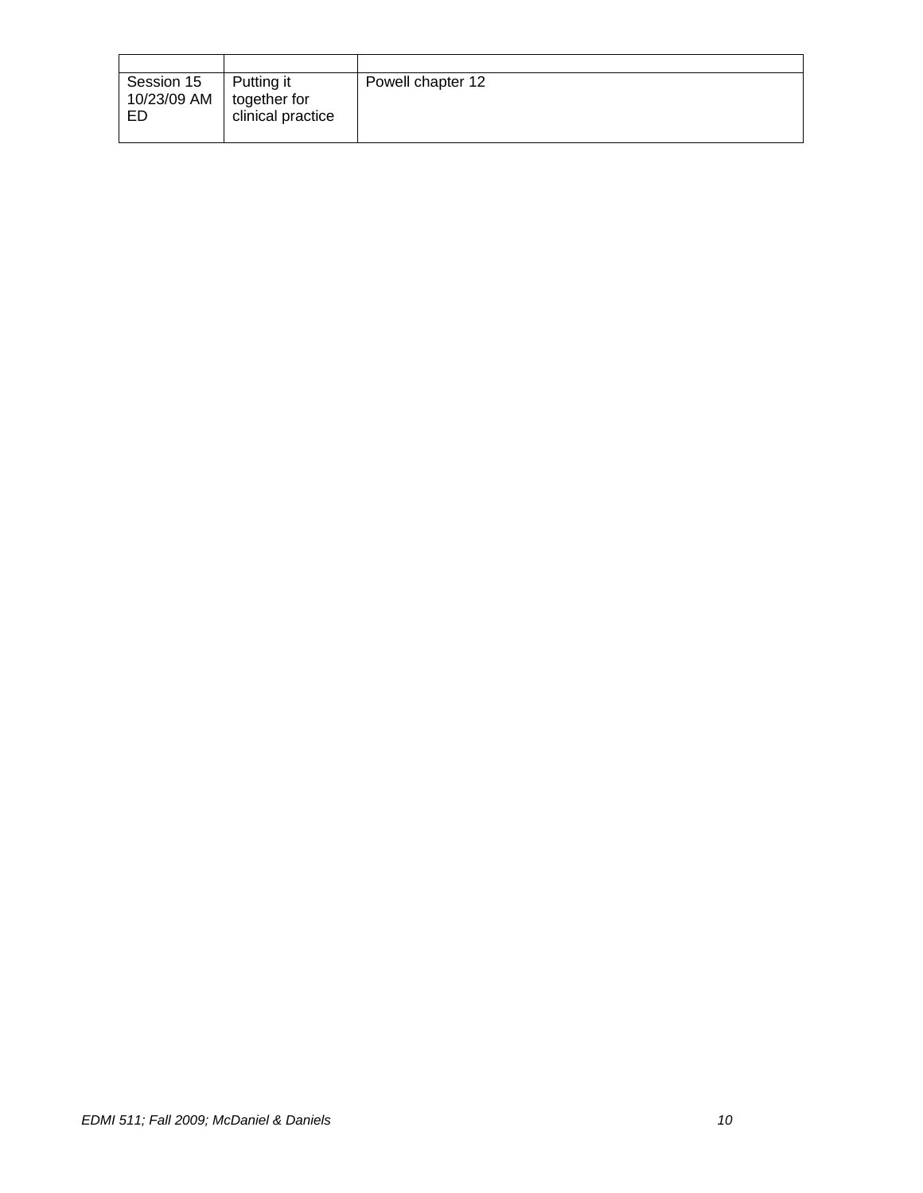| | | |
|---|---|---|
| Session 15 10/23/09 AM ED | Putting it together for clinical practice | Powell chapter 12 |